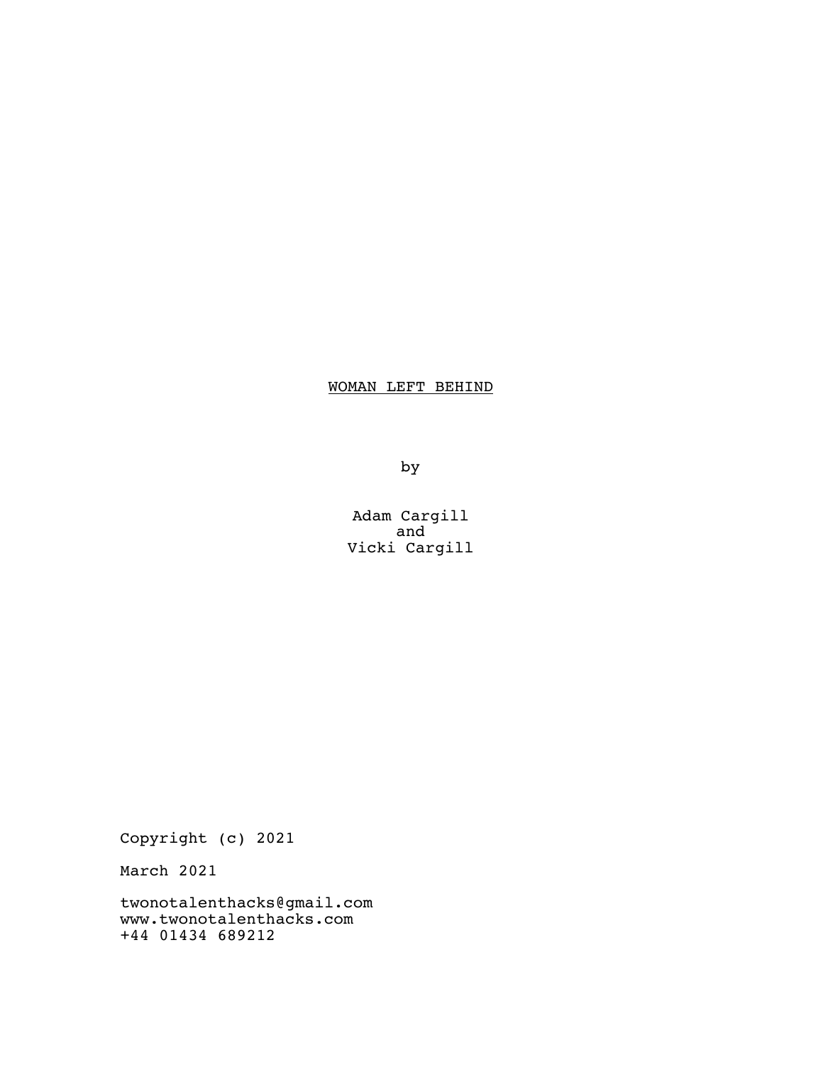# WOMAN LEFT BEHIND

by

Adam Cargill
and
Vicki Cargill

Copyright (c) 2021

March 2021

twonotalenthacks@gmail.com
www.twonotalenthacks.com
+44 01434 689212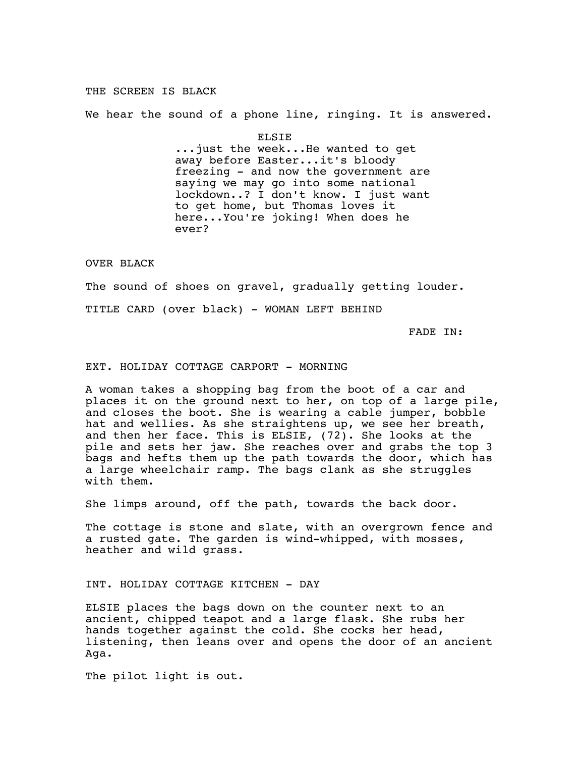THE SCREEN IS BLACK

We hear the sound of a phone line, ringing. It is answered.

ELSIE

...just the week...He wanted to get away before Easter...it's bloody freezing - and now the government are saying we may go into some national lockdown..? I don't know. I just want to get home, but Thomas loves it here...You're joking! When does he ever?

OVER BLACK

The sound of shoes on gravel, gradually getting louder.

TITLE CARD (over black) - WOMAN LEFT BEHIND

FADE IN:

EXT. HOLIDAY COTTAGE CARPORT - MORNING

A woman takes a shopping bag from the boot of a car and places it on the ground next to her, on top of a large pile, and closes the boot. She is wearing a cable jumper, bobble hat and wellies. As she straightens up, we see her breath, and then her face. This is ELSIE, (72). She looks at the pile and sets her jaw. She reaches over and grabs the top 3 bags and hefts them up the path towards the door, which has a large wheelchair ramp. The bags clank as she struggles with them.

She limps around, off the path, towards the back door.

The cottage is stone and slate, with an overgrown fence and a rusted gate. The garden is wind-whipped, with mosses, heather and wild grass.

INT. HOLIDAY COTTAGE KITCHEN - DAY

ELSIE places the bags down on the counter next to an ancient, chipped teapot and a large flask. She rubs her hands together against the cold. She cocks her head, listening, then leans over and opens the door of an ancient Aga.

The pilot light is out.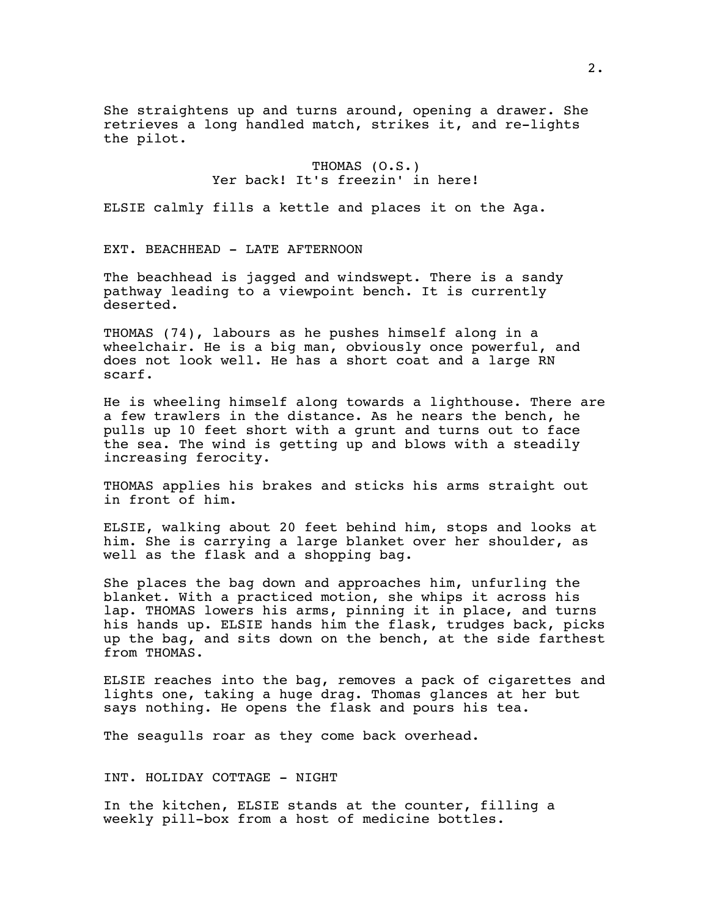She straightens up and turns around, opening a drawer. She retrieves a long handled match, strikes it, and re-lights the pilot.

THOMAS (O.S.)
Yer back! It's freezin' in here!

ELSIE calmly fills a kettle and places it on the Aga.

EXT. BEACHHEAD - LATE AFTERNOON

The beachhead is jagged and windswept. There is a sandy pathway leading to a viewpoint bench. It is currently deserted.

THOMAS (74), labours as he pushes himself along in a wheelchair. He is a big man, obviously once powerful, and does not look well. He has a short coat and a large RN scarf.

He is wheeling himself along towards a lighthouse. There are a few trawlers in the distance. As he nears the bench, he pulls up 10 feet short with a grunt and turns out to face the sea. The wind is getting up and blows with a steadily increasing ferocity.

THOMAS applies his brakes and sticks his arms straight out in front of him.

ELSIE, walking about 20 feet behind him, stops and looks at him. She is carrying a large blanket over her shoulder, as well as the flask and a shopping bag.

She places the bag down and approaches him, unfurling the blanket. With a practiced motion, she whips it across his lap. THOMAS lowers his arms, pinning it in place, and turns his hands up. ELSIE hands him the flask, trudges back, picks up the bag, and sits down on the bench, at the side farthest from THOMAS.

ELSIE reaches into the bag, removes a pack of cigarettes and lights one, taking a huge drag. Thomas glances at her but says nothing. He opens the flask and pours his tea.

The seagulls roar as they come back overhead.

INT. HOLIDAY COTTAGE - NIGHT

In the kitchen, ELSIE stands at the counter, filling a weekly pill-box from a host of medicine bottles.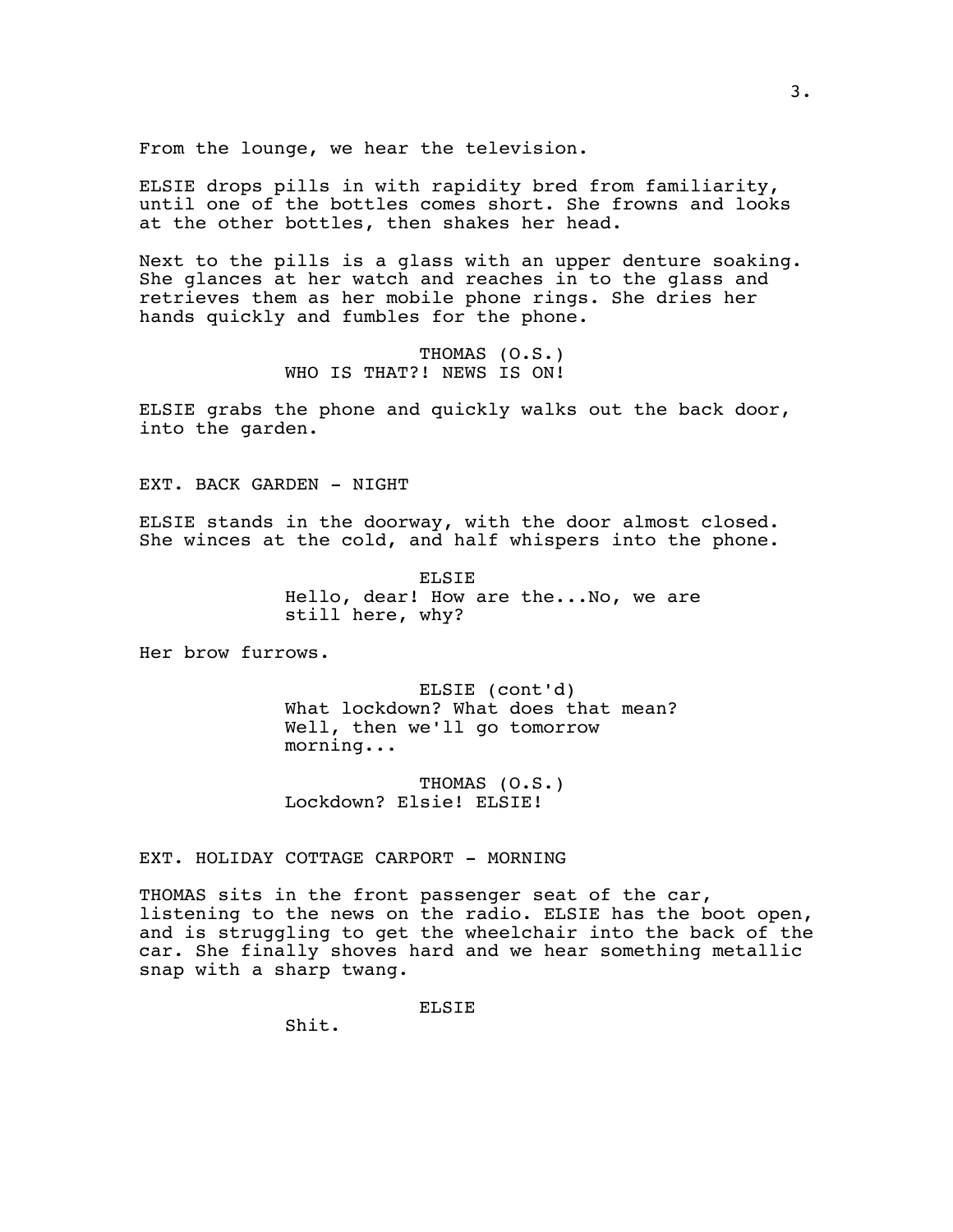From the lounge, we hear the television.

ELSIE drops pills in with rapidity bred from familiarity, until one of the bottles comes short. She frowns and looks at the other bottles, then shakes her head.

Next to the pills is a glass with an upper denture soaking. She glances at her watch and reaches in to the glass and retrieves them as her mobile phone rings. She dries her hands quickly and fumbles for the phone.

THOMAS (O.S.)
WHO IS THAT?! NEWS IS ON!

ELSIE grabs the phone and quickly walks out the back door, into the garden.

EXT. BACK GARDEN - NIGHT

ELSIE stands in the doorway, with the door almost closed. She winces at the cold, and half whispers into the phone.

ELSIE
Hello, dear! How are the...No, we are still here, why?

Her brow furrows.

ELSIE (cont'd)
What lockdown? What does that mean? Well, then we'll go tomorrow morning...

THOMAS (O.S.)
Lockdown? Elsie! ELSIE!

EXT. HOLIDAY COTTAGE CARPORT - MORNING

THOMAS sits in the front passenger seat of the car, listening to the news on the radio. ELSIE has the boot open, and is struggling to get the wheelchair into the back of the car. She finally shoves hard and we hear something metallic snap with a sharp twang.

ELSIE
Shit.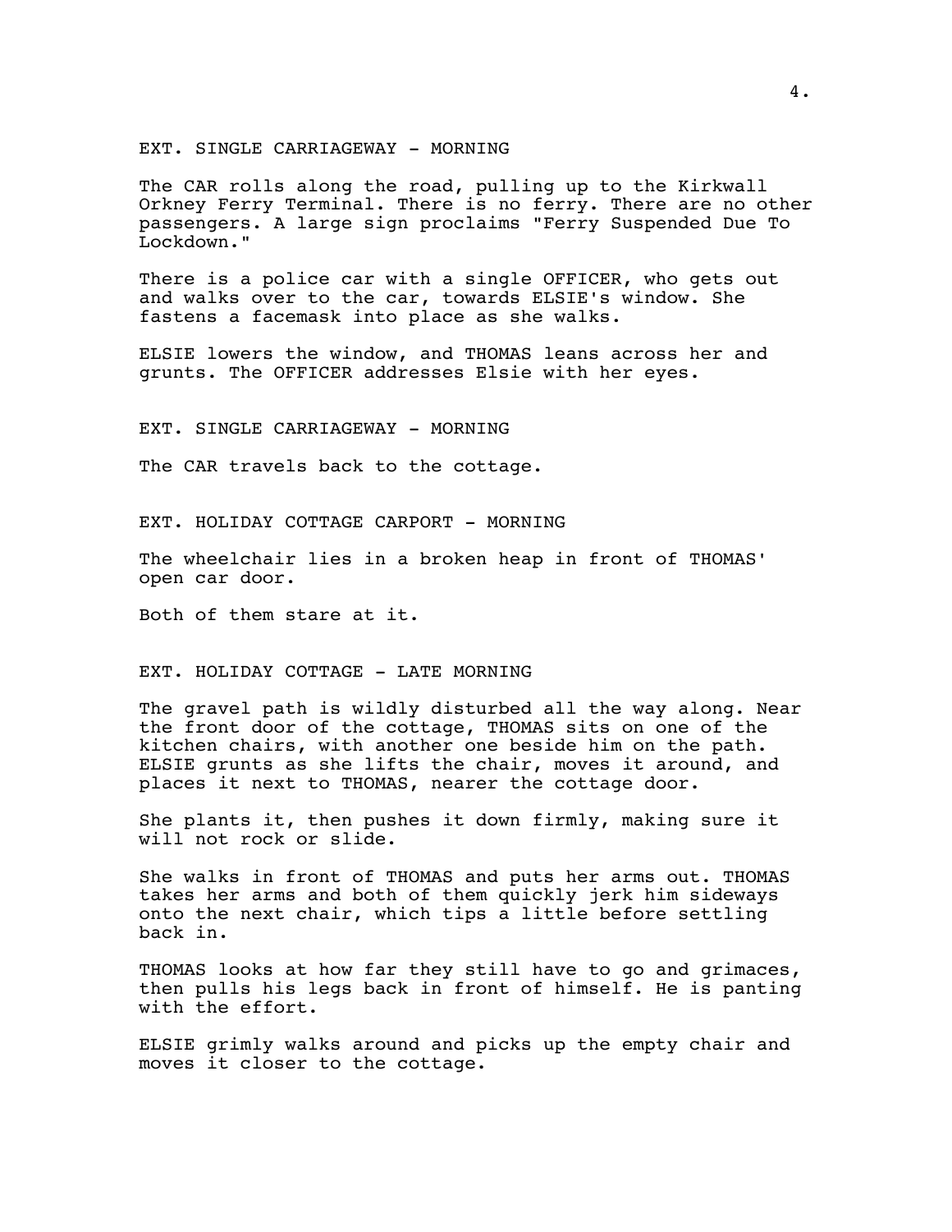EXT. SINGLE CARRIAGEWAY - MORNING

The CAR rolls along the road, pulling up to the Kirkwall Orkney Ferry Terminal. There is no ferry. There are no other passengers. A large sign proclaims "Ferry Suspended Due To Lockdown."

There is a police car with a single OFFICER, who gets out and walks over to the car, towards ELSIE's window. She fastens a facemask into place as she walks.

ELSIE lowers the window, and THOMAS leans across her and grunts. The OFFICER addresses Elsie with her eyes.

EXT. SINGLE CARRIAGEWAY - MORNING

The CAR travels back to the cottage.

EXT. HOLIDAY COTTAGE CARPORT - MORNING

The wheelchair lies in a broken heap in front of THOMAS' open car door.

Both of them stare at it.

EXT. HOLIDAY COTTAGE - LATE MORNING

The gravel path is wildly disturbed all the way along. Near the front door of the cottage, THOMAS sits on one of the kitchen chairs, with another one beside him on the path. ELSIE grunts as she lifts the chair, moves it around, and places it next to THOMAS, nearer the cottage door.

She plants it, then pushes it down firmly, making sure it will not rock or slide.

She walks in front of THOMAS and puts her arms out. THOMAS takes her arms and both of them quickly jerk him sideways onto the next chair, which tips a little before settling back in.

THOMAS looks at how far they still have to go and grimaces, then pulls his legs back in front of himself. He is panting with the effort.

ELSIE grimly walks around and picks up the empty chair and moves it closer to the cottage.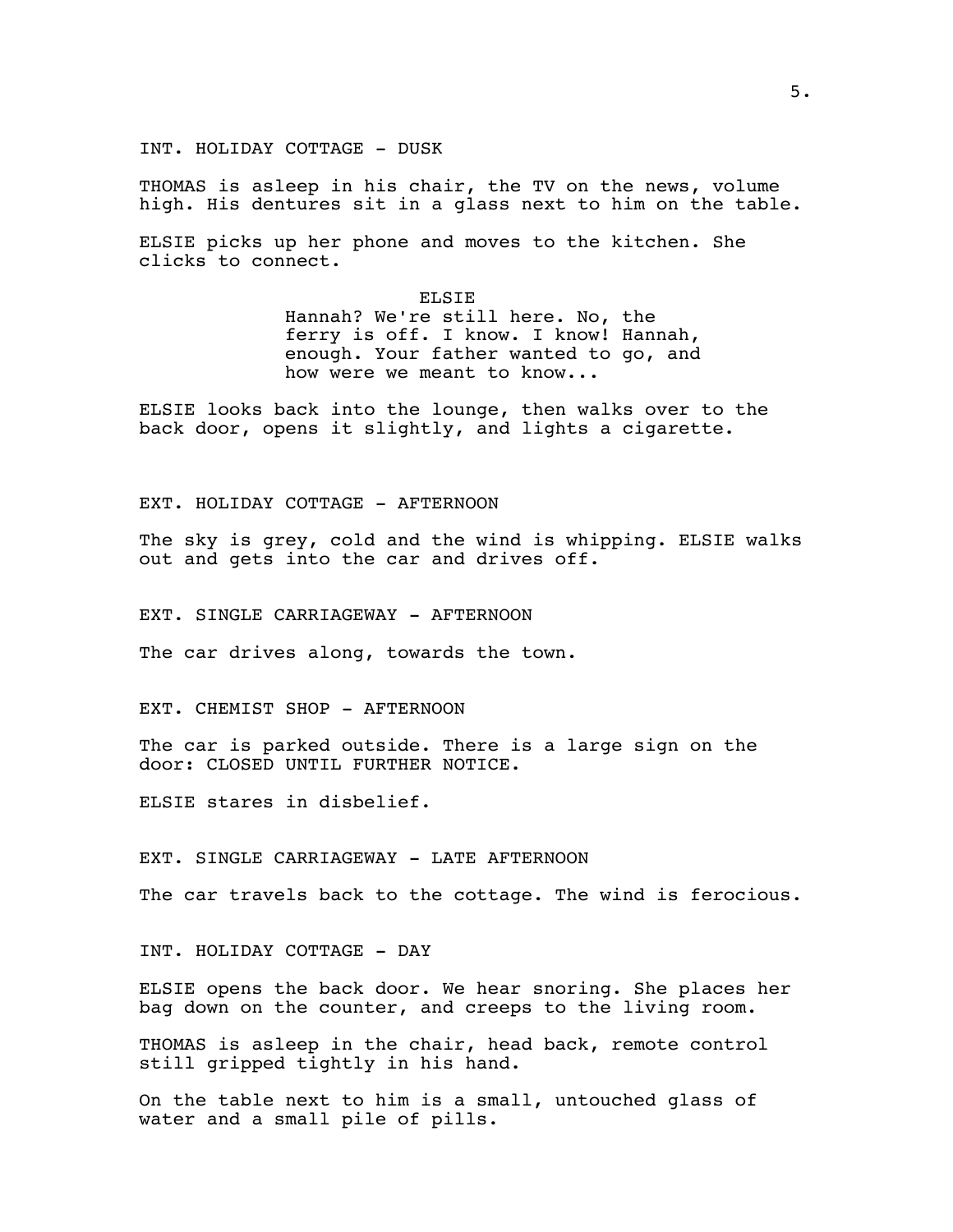INT. HOLIDAY COTTAGE - DUSK

THOMAS is asleep in his chair, the TV on the news, volume high. His dentures sit in a glass next to him on the table.

ELSIE picks up her phone and moves to the kitchen. She clicks to connect.

ELSIE

Hannah? We're still here. No, the ferry is off. I know. I know! Hannah, enough. Your father wanted to go, and how were we meant to know...

ELSIE looks back into the lounge, then walks over to the back door, opens it slightly, and lights a cigarette.

EXT. HOLIDAY COTTAGE - AFTERNOON

The sky is grey, cold and the wind is whipping. ELSIE walks out and gets into the car and drives off.

EXT. SINGLE CARRIAGEWAY - AFTERNOON

The car drives along, towards the town.

EXT. CHEMIST SHOP - AFTERNOON

The car is parked outside. There is a large sign on the door: CLOSED UNTIL FURTHER NOTICE.

ELSIE stares in disbelief.

EXT. SINGLE CARRIAGEWAY - LATE AFTERNOON

The car travels back to the cottage. The wind is ferocious.

INT. HOLIDAY COTTAGE - DAY

ELSIE opens the back door. We hear snoring. She places her bag down on the counter, and creeps to the living room.

THOMAS is asleep in the chair, head back, remote control still gripped tightly in his hand.

On the table next to him is a small, untouched glass of water and a small pile of pills.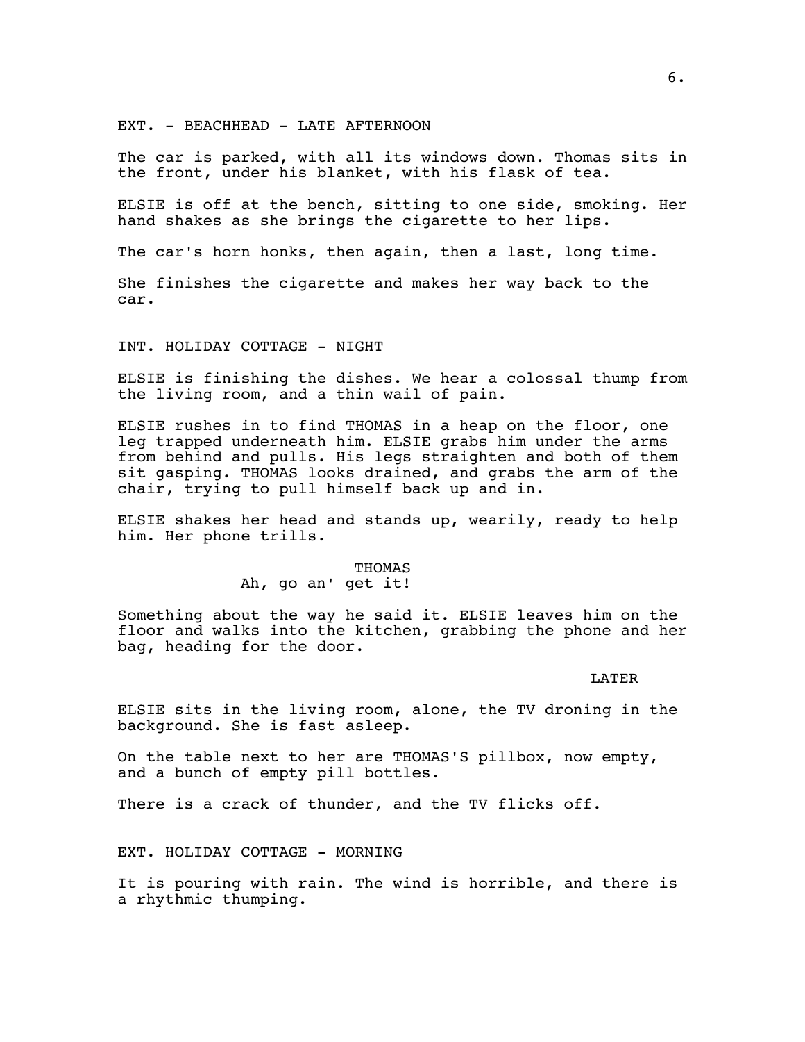EXT. - BEACHHEAD - LATE AFTERNOON

The car is parked, with all its windows down. Thomas sits in the front, under his blanket, with his flask of tea.

ELSIE is off at the bench, sitting to one side, smoking. Her hand shakes as she brings the cigarette to her lips.

The car's horn honks, then again, then a last, long time.

She finishes the cigarette and makes her way back to the car.

INT. HOLIDAY COTTAGE - NIGHT

ELSIE is finishing the dishes. We hear a colossal thump from the living room, and a thin wail of pain.

ELSIE rushes in to find THOMAS in a heap on the floor, one leg trapped underneath him. ELSIE grabs him under the arms from behind and pulls. His legs straighten and both of them sit gasping. THOMAS looks drained, and grabs the arm of the chair, trying to pull himself back up and in.

ELSIE shakes her head and stands up, wearily, ready to help him. Her phone trills.

THOMAS
Ah, go an' get it!

Something about the way he said it. ELSIE leaves him on the floor and walks into the kitchen, grabbing the phone and her bag, heading for the door.

LATER

ELSIE sits in the living room, alone, the TV droning in the background. She is fast asleep.

On the table next to her are THOMAS'S pillbox, now empty, and a bunch of empty pill bottles.

There is a crack of thunder, and the TV flicks off.

EXT. HOLIDAY COTTAGE - MORNING

It is pouring with rain. The wind is horrible, and there is a rhythmic thumping.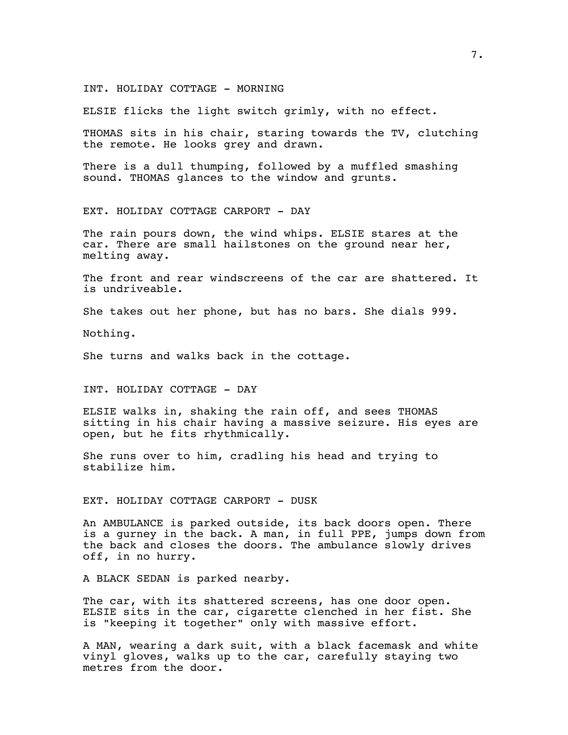INT. HOLIDAY COTTAGE - MORNING

ELSIE flicks the light switch grimly, with no effect.

THOMAS sits in his chair, staring towards the TV, clutching the remote. He looks grey and drawn.

There is a dull thumping, followed by a muffled smashing sound. THOMAS glances to the window and grunts.

EXT. HOLIDAY COTTAGE CARPORT - DAY

The rain pours down, the wind whips. ELSIE stares at the car. There are small hailstones on the ground near her, melting away.

The front and rear windscreens of the car are shattered. It is undriveable.

She takes out her phone, but has no bars. She dials 999.

Nothing.

She turns and walks back in the cottage.

INT. HOLIDAY COTTAGE - DAY

ELSIE walks in, shaking the rain off, and sees THOMAS sitting in his chair having a massive seizure. His eyes are open, but he fits rhythmically.

She runs over to him, cradling his head and trying to stabilize him.

EXT. HOLIDAY COTTAGE CARPORT - DUSK

An AMBULANCE is parked outside, its back doors open. There is a gurney in the back. A man, in full PPE, jumps down from the back and closes the doors. The ambulance slowly drives off, in no hurry.

A BLACK SEDAN is parked nearby.

The car, with its shattered screens, has one door open. ELSIE sits in the car, cigarette clenched in her fist. She is "keeping it together" only with massive effort.

A MAN, wearing a dark suit, with a black facemask and white vinyl gloves, walks up to the car, carefully staying two metres from the door.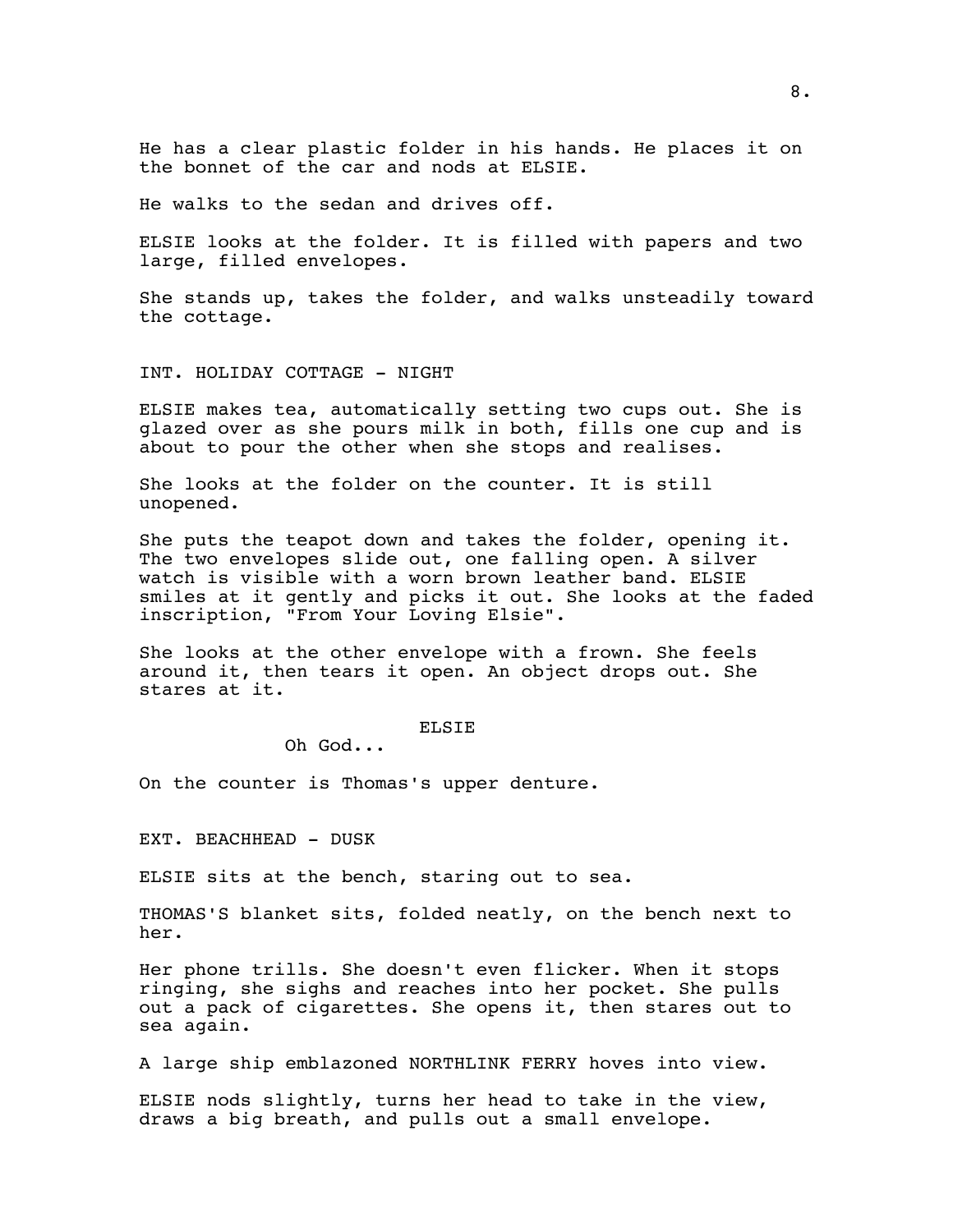He has a clear plastic folder in his hands. He places it on the bonnet of the car and nods at ELSIE.

He walks to the sedan and drives off.

ELSIE looks at the folder. It is filled with papers and two large, filled envelopes.

She stands up, takes the folder, and walks unsteadily toward the cottage.

INT. HOLIDAY COTTAGE - NIGHT

ELSIE makes tea, automatically setting two cups out. She is glazed over as she pours milk in both, fills one cup and is about to pour the other when she stops and realises.

She looks at the folder on the counter. It is still unopened.

She puts the teapot down and takes the folder, opening it. The two envelopes slide out, one falling open. A silver watch is visible with a worn brown leather band. ELSIE smiles at it gently and picks it out. She looks at the faded inscription, "From Your Loving Elsie".

She looks at the other envelope with a frown. She feels around it, then tears it open. An object drops out. She stares at it.

ELSIE

Oh God...

On the counter is Thomas's upper denture.

EXT. BEACHHEAD - DUSK

ELSIE sits at the bench, staring out to sea.

THOMAS'S blanket sits, folded neatly, on the bench next to her.

Her phone trills. She doesn't even flicker. When it stops ringing, she sighs and reaches into her pocket. She pulls out a pack of cigarettes. She opens it, then stares out to sea again.

A large ship emblazoned NORTHLINK FERRY hoves into view.

ELSIE nods slightly, turns her head to take in the view, draws a big breath, and pulls out a small envelope.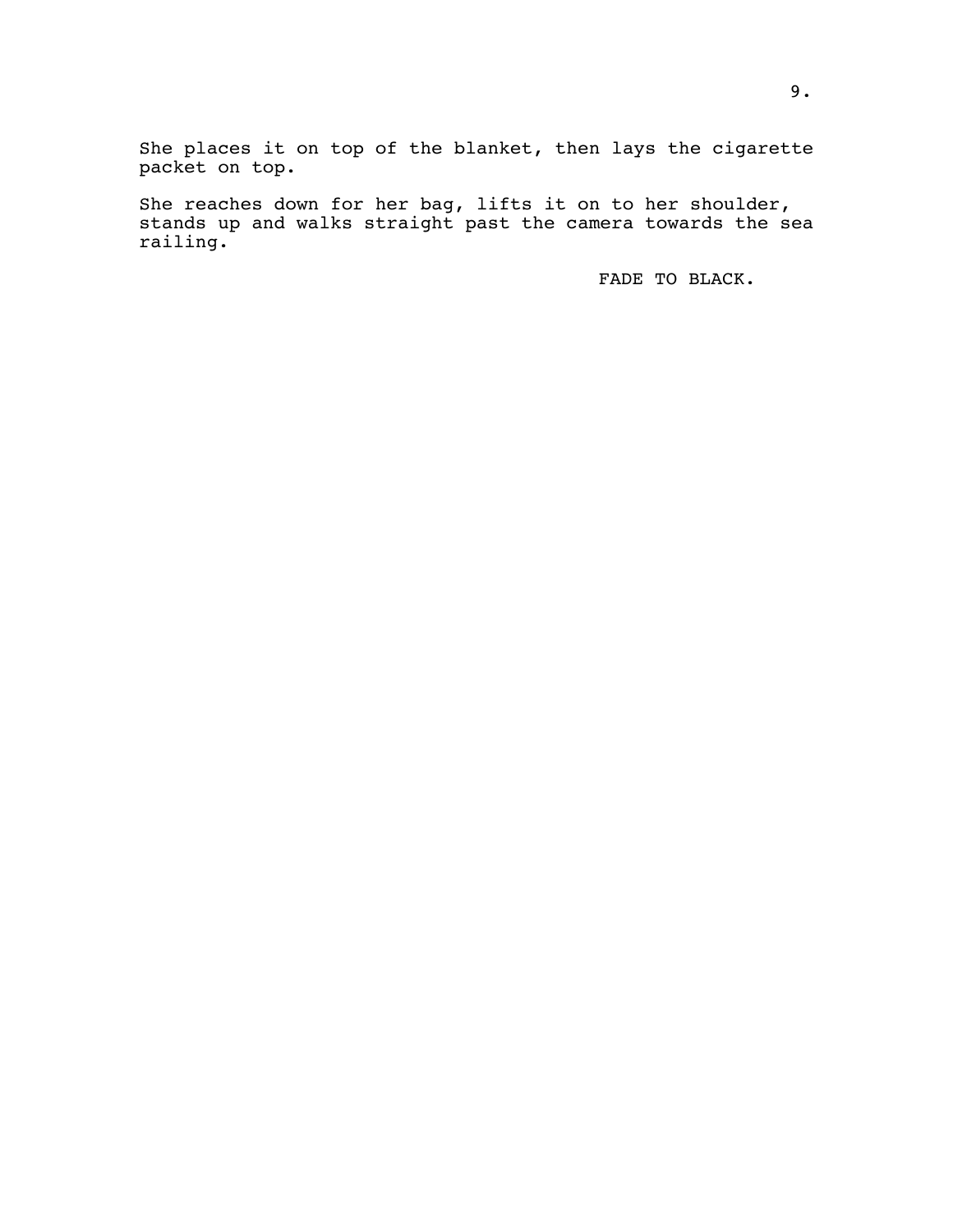She places it on top of the blanket, then lays the cigarette packet on top.

She reaches down for her bag, lifts it on to her shoulder, stands up and walks straight past the camera towards the sea railing.

FADE TO BLACK.